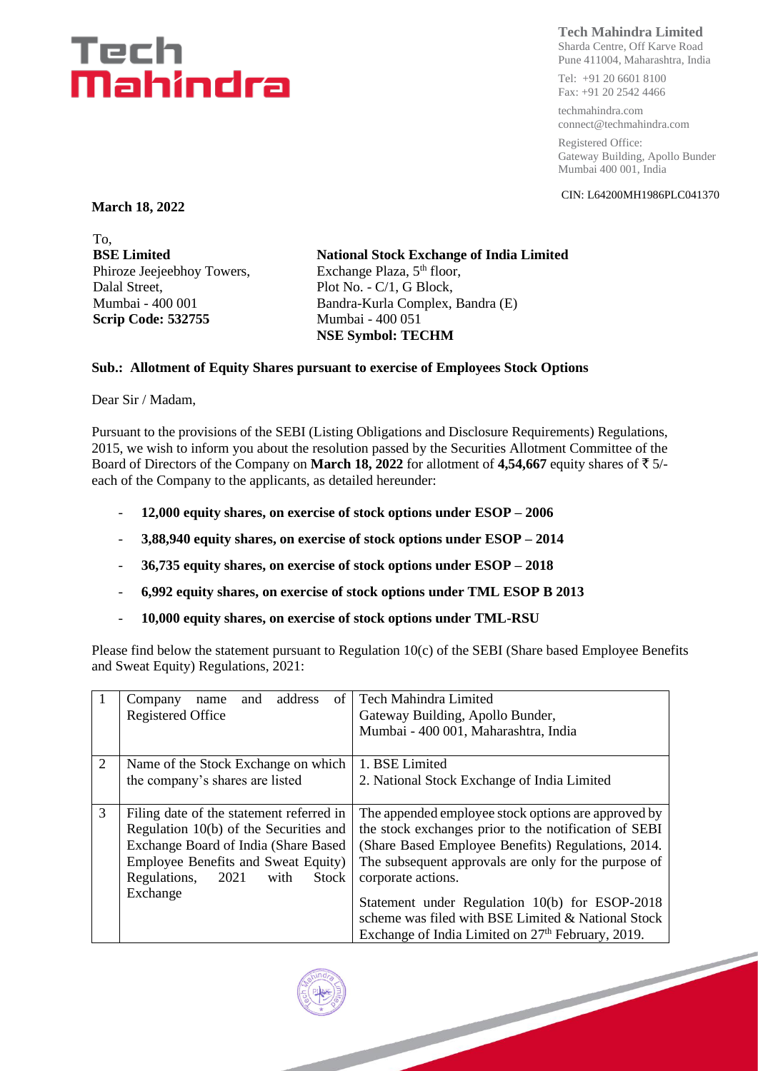**Tech Mahindra Limited**
Sharda Centre, Off Karve Road
Pune 411004, Maharashtra, India

Tel: +91 20 6601 8100
Fax: +91 20 2542 4466

techmahindra.com
connect@techmahindra.com

Registered Office:
Gateway Building, Apollo Bunder
Mumbai 400 001, India

CIN: L64200MH1986PLC041370

**March 18, 2022**

To,

**BSE Limited**
Phiroze Jeejeebhoy Towers,
Dalal Street,
Mumbai - 400 001
**Scrip Code: 532755**

**National Stock Exchange of India Limited**
Exchange Plaza, 5th floor,
Plot No. - C/1, G Block,
Bandra-Kurla Complex, Bandra (E)
Mumbai - 400 051
**NSE Symbol: TECHM**

**Sub.: Allotment of Equity Shares pursuant to exercise of Employees Stock Options**

Dear Sir / Madam,

Pursuant to the provisions of the SEBI (Listing Obligations and Disclosure Requirements) Regulations, 2015, we wish to inform you about the resolution passed by the Securities Allotment Committee of the Board of Directors of the Company on **March 18, 2022** for allotment of **4,54,667** equity shares of ₹ 5/- each of the Company to the applicants, as detailed hereunder:

- **12,000 equity shares, on exercise of stock options under ESOP – 2006**
- **3,88,940 equity shares, on exercise of stock options under ESOP – 2014**
- **36,735 equity shares, on exercise of stock options under ESOP – 2018**
- **6,992 equity shares, on exercise of stock options under TML ESOP B 2013**
- **10,000 equity shares, on exercise of stock options under TML-RSU**

Please find below the statement pursuant to Regulation 10(c) of the SEBI (Share based Employee Benefits and Sweat Equity) Regulations, 2021:

| | | |
|---|---|---|
| 1 | Company name and address of Registered Office | Tech Mahindra Limited<br>Gateway Building, Apollo Bunder,<br>Mumbai - 400 001, Maharashtra, India |
| 2 | Name of the Stock Exchange on which the company's shares are listed | 1. BSE Limited<br>2. National Stock Exchange of India Limited |
| 3 | Filing date of the statement referred in Regulation 10(b) of the Securities and Exchange Board of India (Share Based Employee Benefits and Sweat Equity) Regulations, 2021 with Stock Exchange | The appended employee stock options are approved by the stock exchanges prior to the notification of SEBI (Share Based Employee Benefits) Regulations, 2014. The subsequent approvals are only for the purpose of corporate actions.<br><br>Statement under Regulation 10(b) for ESOP-2018 scheme was filed with BSE Limited & National Stock Exchange of India Limited on 27th February, 2019. |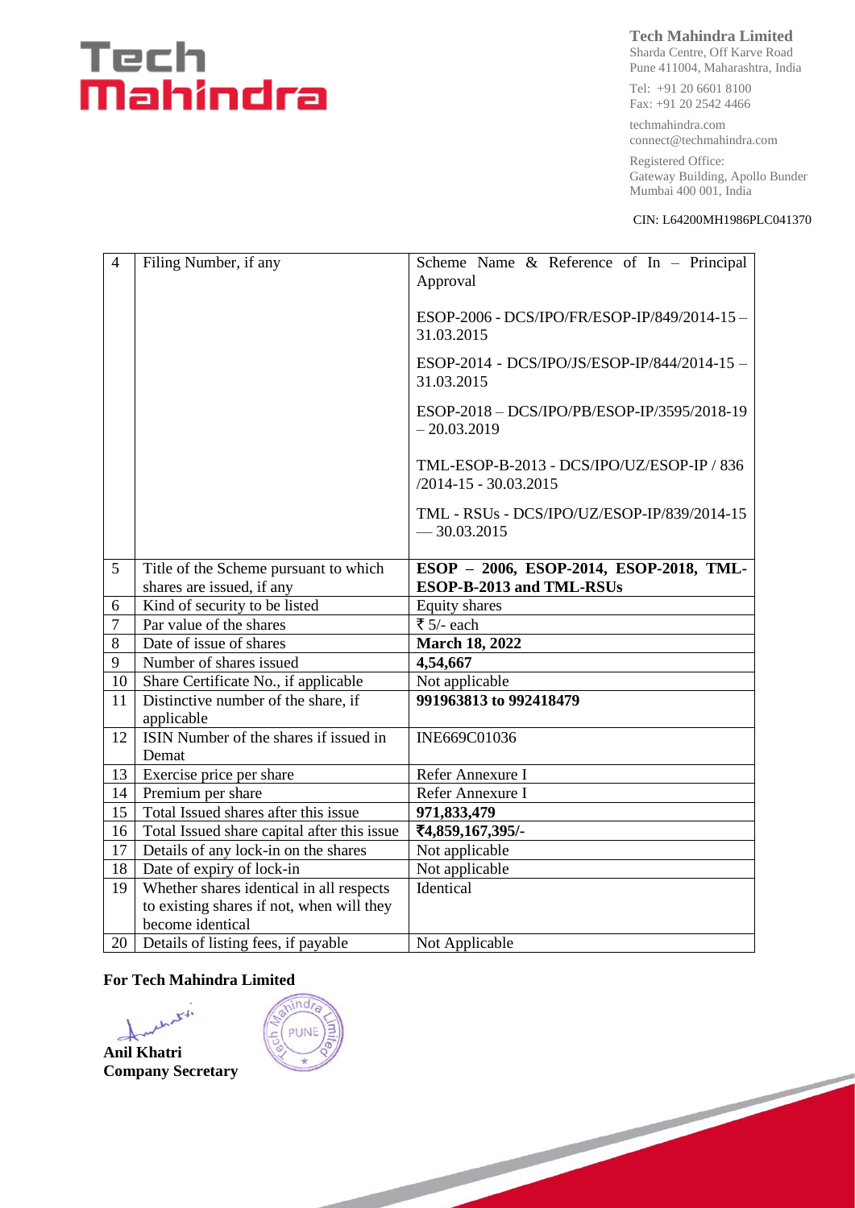**Tech Mahindra Limited**
Sharda Centre, Off Karve Road
Pune 411004, Maharashtra, India

Tel: +91 20 6601 8100
Fax: +91 20 2542 4466

techmahindra.com
connect@techmahindra.com

Registered Office:
Gateway Building, Apollo Bunder
Mumbai 400 001, India

CIN: L64200MH1986PLC041370

| | | |
|---|---|---|
| 4 | Filing Number, if any | Scheme Name & Reference of In – Principal Approval<br><br>ESOP-2006 - DCS/IPO/FR/ESOP-IP/849/2014-15 – 31.03.2015<br><br>ESOP-2014 - DCS/IPO/JS/ESOP-IP/844/2014-15 – 31.03.2015<br><br>ESOP-2018 – DCS/IPO/PB/ESOP-IP/3595/2018-19 – 20.03.2019<br><br>TML-ESOP-B-2013 - DCS/IPO/UZ/ESOP-IP / 836 /2014-15 - 30.03.2015<br><br>TML - RSUs - DCS/IPO/UZ/ESOP-IP/839/2014-15 — 30.03.2015 |
| 5 | Title of the Scheme pursuant to which shares are issued, if any | **ESOP – 2006, ESOP-2014, ESOP-2018, TML-ESOP-B-2013 and TML-RSUs** |
| 6 | Kind of security to be listed | Equity shares |
| 7 | Par value of the shares | ₹ 5/- each |
| 8 | Date of issue of shares | **March 18, 2022** |
| 9 | Number of shares issued | **4,54,667** |
| 10 | Share Certificate No., if applicable | Not applicable |
| 11 | Distinctive number of the share, if applicable | **991963813 to 992418479** |
| 12 | ISIN Number of the shares if issued in Demat | INE669C01036 |
| 13 | Exercise price per share | Refer Annexure I |
| 14 | Premium per share | Refer Annexure I |
| 15 | Total Issued shares after this issue | **971,833,479** |
| 16 | Total Issued share capital after this issue | **₹4,859,167,395/-** |
| 17 | Details of any lock-in on the shares | Not applicable |
| 18 | Date of expiry of lock-in | Not applicable |
| 19 | Whether shares identical in all respects to existing shares if not, when will they become identical | Identical |
| 20 | Details of listing fees, if payable | Not Applicable |

**For Tech Mahindra Limited**

**Anil Khatri**
**Company Secretary**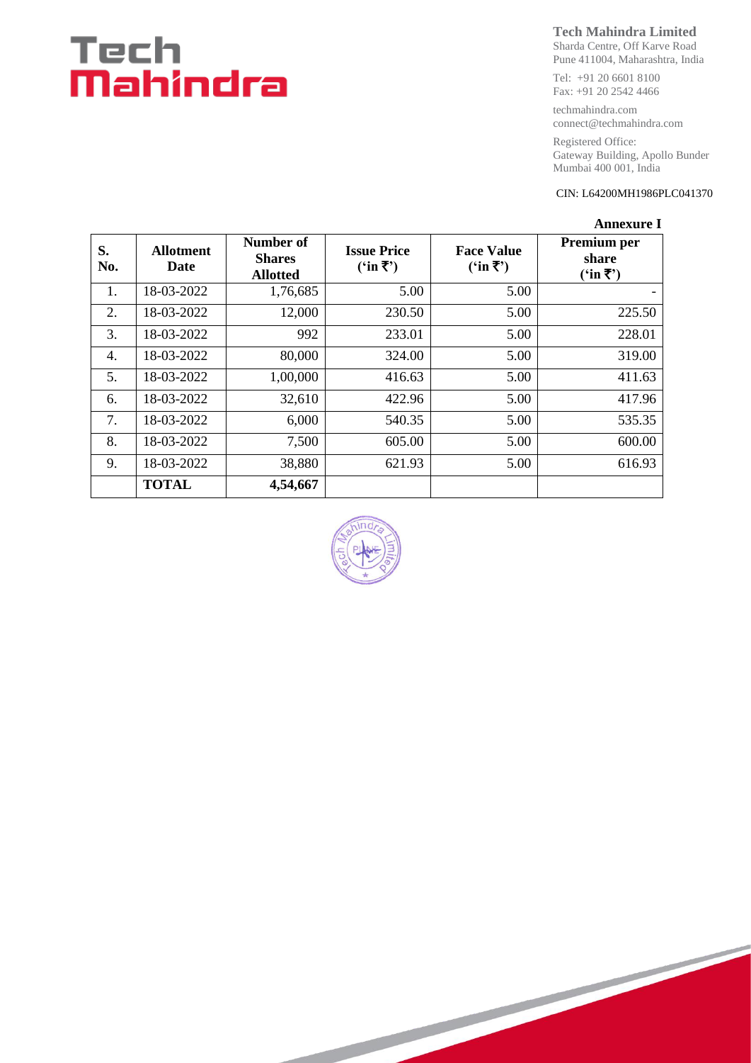**Tech Mahindra Limited**
Sharda Centre, Off Karve Road
Pune 411004, Maharashtra, India

Tel: +91 20 6601 8100
Fax: +91 20 2542 4466

techmahindra.com
connect@techmahindra.com

Registered Office:
Gateway Building, Apollo Bunder
Mumbai 400 001, India

CIN: L64200MH1986PLC041370

**Annexure I**

| S. No. | Allotment Date | Number of Shares Allotted | Issue Price ('in ₹') | Face Value ('in ₹') | Premium per share ('in ₹') |
|---|---|---|---|---|---|
| 1. | 18-03-2022 | 1,76,685 | 5.00 | 5.00 | - |
| 2. | 18-03-2022 | 12,000 | 230.50 | 5.00 | 225.50 |
| 3. | 18-03-2022 | 992 | 233.01 | 5.00 | 228.01 |
| 4. | 18-03-2022 | 80,000 | 324.00 | 5.00 | 319.00 |
| 5. | 18-03-2022 | 1,00,000 | 416.63 | 5.00 | 411.63 |
| 6. | 18-03-2022 | 32,610 | 422.96 | 5.00 | 417.96 |
| 7. | 18-03-2022 | 6,000 | 540.35 | 5.00 | 535.35 |
| 8. | 18-03-2022 | 7,500 | 605.00 | 5.00 | 600.00 |
| 9. | 18-03-2022 | 38,880 | 621.93 | 5.00 | 616.93 |
| | **TOTAL** | **4,54,667** | | | |